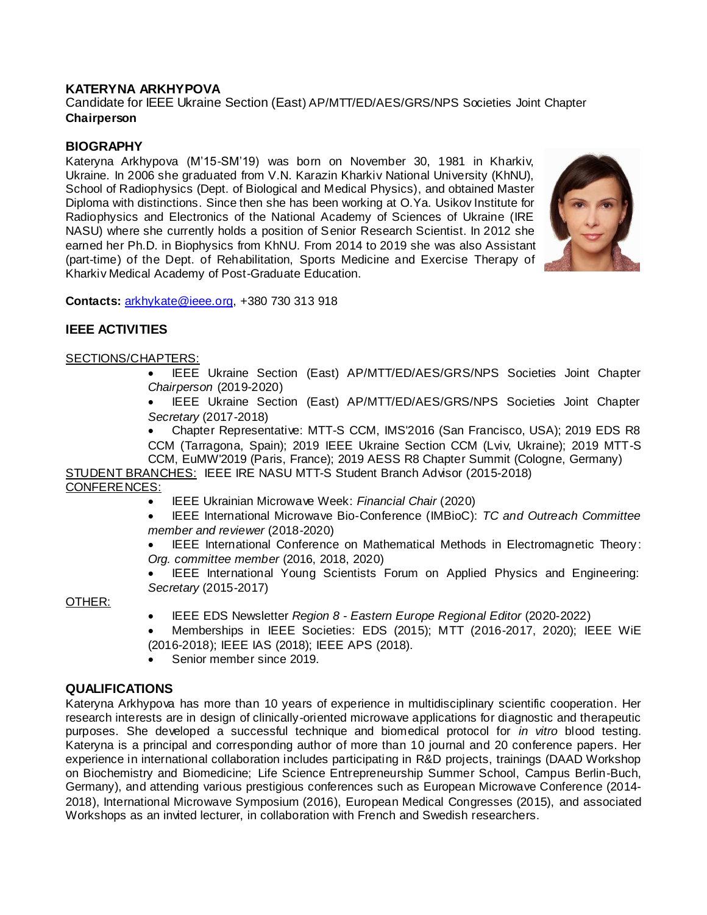# KATERYNA ARKHYPOVA

Candidate for IEEE Ukraine Section (East) AP/MTT/ED/AES/GRS/NPS Societies Joint Chapter **Chairperson**

## BIOGRAPHY

Kateryna Arkhypova (M'15-SM'19) was born on November 30, 1981 in Kharkiv, Ukraine. In 2006 she graduated from V.N. Karazin Kharkiv National University (KhNU), School of Radiophysics (Dept. of Biological and Medical Physics), and obtained Master Diploma with distinctions. Since then she has been working at O.Ya. Usikov Institute for Radiophysics and Electronics of the National Academy of Sciences of Ukraine (IRE NASU) where she currently holds a position of Senior Research Scientist. In 2012 she earned her Ph.D. in Biophysics from KhNU. From 2014 to 2019 she was also Assistant (part-time) of the Dept. of Rehabilitation, Sports Medicine and Exercise Therapy of Kharkiv Medical Academy of Post-Graduate Education.

**Contacts:** arkhykate@ieee.org, +380 730 313 918

## IEEE ACTIVITIES

SECTIONS/CHAPTERS:

- IEEE Ukraine Section (East) AP/MTT/ED/AES/GRS/NPS Societies Joint Chapter *Chairperson* (2019-2020)
- IEEE Ukraine Section (East) AP/MTT/ED/AES/GRS/NPS Societies Joint Chapter *Secretary* (2017-2018)
- Chapter Representative: MTT-S CCM, IMS'2016 (San Francisco, USA); 2019 EDS R8 CCM (Tarragona, Spain); 2019 IEEE Ukraine Section CCM (Lviv, Ukraine); 2019 MTT-S CCM, EuMW'2019 (Paris, France); 2019 AESS R8 Chapter Summit (Cologne, Germany)

STUDENT BRANCHES: IEEE IRE NASU MTT-S Student Branch Advisor (2015-2018)

CONFERENCES:

- IEEE Ukrainian Microwave Week: *Financial Chair* (2020)
- IEEE International Microwave Bio-Conference (IMBioC): *TC and Outreach Committee member and reviewer* (2018-2020)
- IEEE International Conference on Mathematical Methods in Electromagnetic Theory: *Org. committee member* (2016, 2018, 2020)
- IEEE International Young Scientists Forum on Applied Physics and Engineering: *Secretary* (2015-2017)

OTHER:

- IEEE EDS Newsletter *Region 8 - Eastern Europe Regional Editor* (2020-2022)
- Memberships in IEEE Societies: EDS (2015); MTT (2016-2017, 2020); IEEE WiE (2016-2018); IEEE IAS (2018); IEEE APS (2018).
- Senior member since 2019.

## QUALIFICATIONS

Kateryna Arkhypova has more than 10 years of experience in multidisciplinary scientific cooperation. Her research interests are in design of clinically-oriented microwave applications for diagnostic and therapeutic purposes. She developed a successful technique and biomedical protocol for *in vitro* blood testing. Kateryna is a principal and corresponding author of more than 10 journal and 20 conference papers. Her experience in international collaboration includes participating in R&D projects, trainings (DAAD Workshop on Biochemistry and Biomedicine; Life Science Entrepreneurship Summer School, Campus Berlin-Buch, Germany), and attending various prestigious conferences such as European Microwave Conference (2014-2018), International Microwave Symposium (2016), European Medical Congresses (2015), and associated Workshops as an invited lecturer, in collaboration with French and Swedish researchers.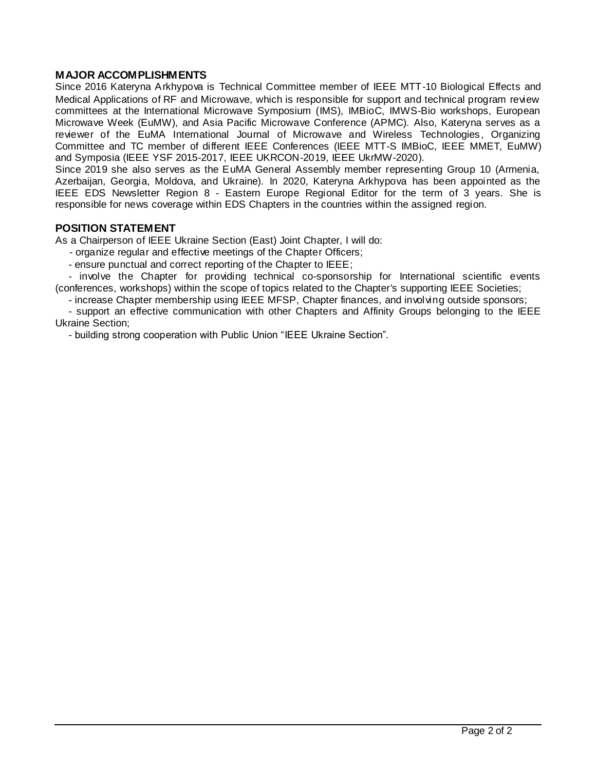## MAJOR ACCOMPLISHMENTS

Since 2016 Kateryna Arkhypova is Technical Committee member of IEEE MTT-10 Biological Effects and Medical Applications of RF and Microwave, which is responsible for support and technical program review committees at the International Microwave Symposium (IMS), IMBioC, IMWS-Bio workshops, European Microwave Week (EuMW), and Asia Pacific Microwave Conference (APMC). Also, Kateryna serves as a reviewer of the EuMA International Journal of Microwave and Wireless Technologies, Organizing Committee and TC member of different IEEE Conferences (IEEE MTT-S IMBioC, IEEE MMET, EuMW) and Symposia (IEEE YSF 2015-2017, IEEE UKRCON-2019, IEEE UkrMW-2020).

Since 2019 she also serves as the EuMA General Assembly member representing Group 10 (Armenia, Azerbaijan, Georgia, Moldova, and Ukraine). In 2020, Kateryna Arkhypova has been appointed as the IEEE EDS Newsletter Region 8 - Eastern Europe Regional Editor for the term of 3 years. She is responsible for news coverage within EDS Chapters in the countries within the assigned region.

## POSITION STATEMENT

As a Chairperson of IEEE Ukraine Section (East) Joint Chapter, I will do:

- organize regular and effective meetings of the Chapter Officers;
- ensure punctual and correct reporting of the Chapter to IEEE;
- involve the Chapter for providing technical co-sponsorship for International scientific events (conferences, workshops) within the scope of topics related to the Chapter's supporting IEEE Societies;
- increase Chapter membership using IEEE MFSP, Chapter finances, and involving outside sponsors;
- support an effective communication with other Chapters and Affinity Groups belonging to the IEEE Ukraine Section;
- building strong cooperation with Public Union "IEEE Ukraine Section".